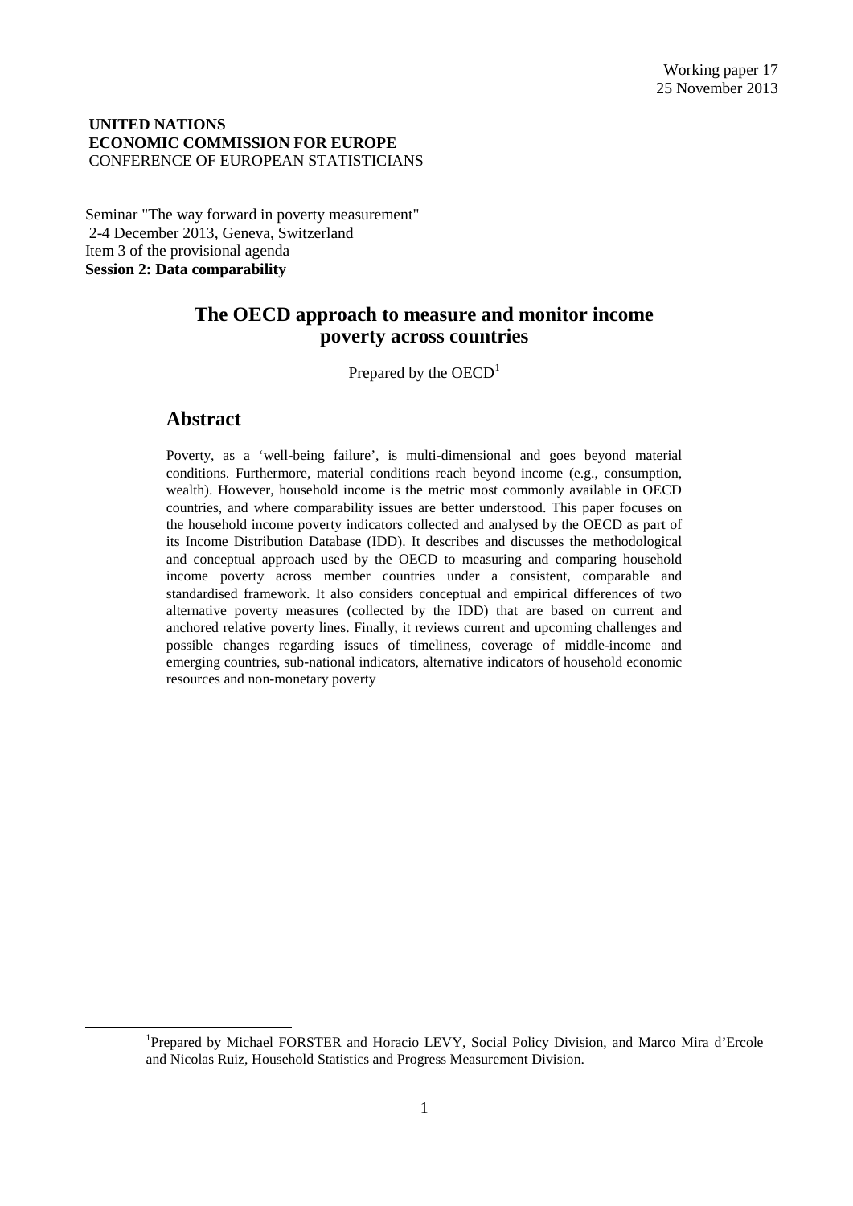Working paper 17
25 November 2013

**UNITED NATIONS**
**ECONOMIC COMMISSION FOR EUROPE**
CONFERENCE OF EUROPEAN STATISTICIANS

Seminar "The way forward in poverty measurement"
2-4 December 2013, Geneva, Switzerland
Item 3 of the provisional agenda
**Session 2: Data comparability**

# The OECD approach to measure and monitor income poverty across countries

Prepared by the OECD[1]

## Abstract

Poverty, as a 'well-being failure', is multi-dimensional and goes beyond material conditions. Furthermore, material conditions reach beyond income (e.g., consumption, wealth). However, household income is the metric most commonly available in OECD countries, and where comparability issues are better understood. This paper focuses on the household income poverty indicators collected and analysed by the OECD as part of its Income Distribution Database (IDD). It describes and discusses the methodological and conceptual approach used by the OECD to measuring and comparing household income poverty across member countries under a consistent, comparable and standardised framework. It also considers conceptual and empirical differences of two alternative poverty measures (collected by the IDD) that are based on current and anchored relative poverty lines. Finally, it reviews current and upcoming challenges and possible changes regarding issues of timeliness, coverage of middle-income and emerging countries, sub-national indicators, alternative indicators of household economic resources and non-monetary poverty

---

[1] Prepared by Michael FORSTER and Horacio LEVY, Social Policy Division, and Marco Mira d'Ercole and Nicolas Ruiz, Household Statistics and Progress Measurement Division.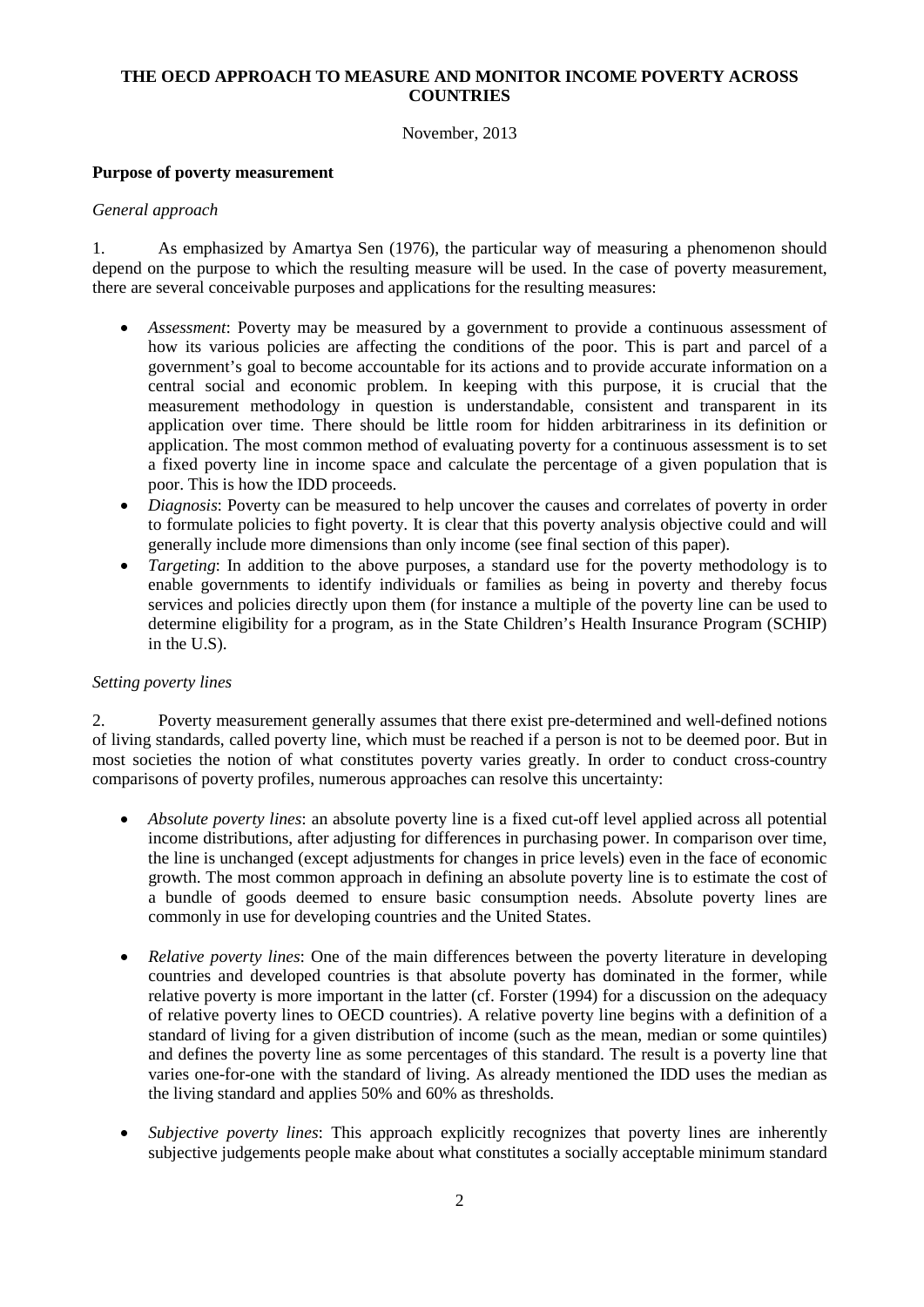**THE OECD APPROACH TO MEASURE AND MONITOR INCOME POVERTY ACROSS COUNTRIES**

November, 2013

**Purpose of poverty measurement**

*General approach*

1. As emphasized by Amartya Sen (1976), the particular way of measuring a phenomenon should depend on the purpose to which the resulting measure will be used. In the case of poverty measurement, there are several conceivable purposes and applications for the resulting measures:

- *Assessment*: Poverty may be measured by a government to provide a continuous assessment of how its various policies are affecting the conditions of the poor. This is part and parcel of a government's goal to become accountable for its actions and to provide accurate information on a central social and economic problem. In keeping with this purpose, it is crucial that the measurement methodology in question is understandable, consistent and transparent in its application over time. There should be little room for hidden arbitrariness in its definition or application. The most common method of evaluating poverty for a continuous assessment is to set a fixed poverty line in income space and calculate the percentage of a given population that is poor. This is how the IDD proceeds.
- *Diagnosis*: Poverty can be measured to help uncover the causes and correlates of poverty in order to formulate policies to fight poverty. It is clear that this poverty analysis objective could and will generally include more dimensions than only income (see final section of this paper).
- *Targeting*: In addition to the above purposes, a standard use for the poverty methodology is to enable governments to identify individuals or families as being in poverty and thereby focus services and policies directly upon them (for instance a multiple of the poverty line can be used to determine eligibility for a program, as in the State Children's Health Insurance Program (SCHIP) in the U.S).

*Setting poverty lines*

2. Poverty measurement generally assumes that there exist pre-determined and well-defined notions of living standards, called poverty line, which must be reached if a person is not to be deemed poor. But in most societies the notion of what constitutes poverty varies greatly. In order to conduct cross-country comparisons of poverty profiles, numerous approaches can resolve this uncertainty:

- *Absolute poverty lines*: an absolute poverty line is a fixed cut-off level applied across all potential income distributions, after adjusting for differences in purchasing power. In comparison over time, the line is unchanged (except adjustments for changes in price levels) even in the face of economic growth. The most common approach in defining an absolute poverty line is to estimate the cost of a bundle of goods deemed to ensure basic consumption needs. Absolute poverty lines are commonly in use for developing countries and the United States.

- *Relative poverty lines*: One of the main differences between the poverty literature in developing countries and developed countries is that absolute poverty has dominated in the former, while relative poverty is more important in the latter (cf. Forster (1994) for a discussion on the adequacy of relative poverty lines to OECD countries). A relative poverty line begins with a definition of a standard of living for a given distribution of income (such as the mean, median or some quintiles) and defines the poverty line as some percentages of this standard. The result is a poverty line that varies one-for-one with the standard of living. As already mentioned the IDD uses the median as the living standard and applies 50% and 60% as thresholds.

- *Subjective poverty lines*: This approach explicitly recognizes that poverty lines are inherently subjective judgements people make about what constitutes a socially acceptable minimum standard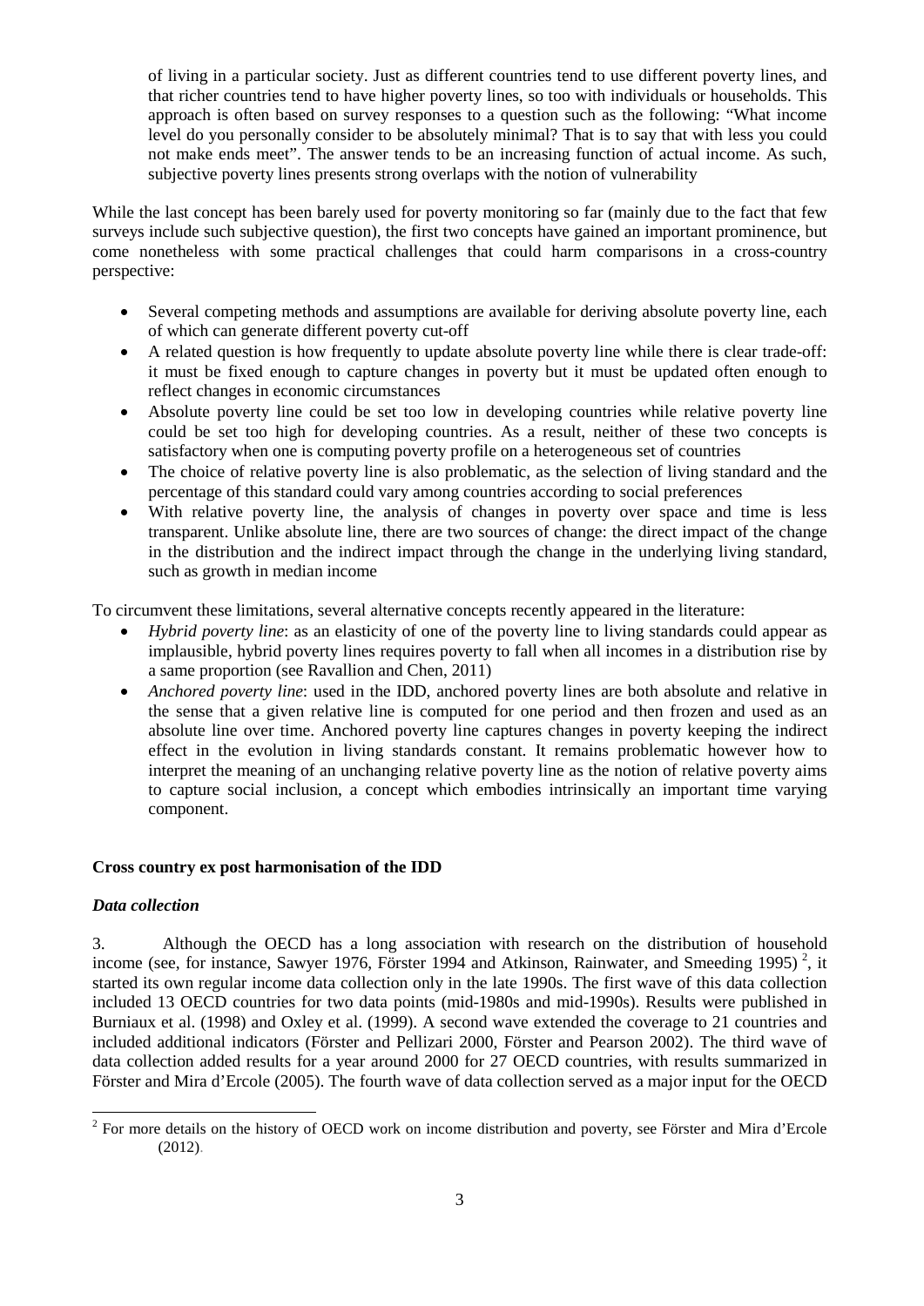of living in a particular society. Just as different countries tend to use different poverty lines, and that richer countries tend to have higher poverty lines, so too with individuals or households. This approach is often based on survey responses to a question such as the following: "What income level do you personally consider to be absolutely minimal? That is to say that with less you could not make ends meet". The answer tends to be an increasing function of actual income. As such, subjective poverty lines presents strong overlaps with the notion of vulnerability

While the last concept has been barely used for poverty monitoring so far (mainly due to the fact that few surveys include such subjective question), the first two concepts have gained an important prominence, but come nonetheless with some practical challenges that could harm comparisons in a cross-country perspective:

- Several competing methods and assumptions are available for deriving absolute poverty line, each of which can generate different poverty cut-off
- A related question is how frequently to update absolute poverty line while there is clear trade-off: it must be fixed enough to capture changes in poverty but it must be updated often enough to reflect changes in economic circumstances
- Absolute poverty line could be set too low in developing countries while relative poverty line could be set too high for developing countries. As a result, neither of these two concepts is satisfactory when one is computing poverty profile on a heterogeneous set of countries
- The choice of relative poverty line is also problematic, as the selection of living standard and the percentage of this standard could vary among countries according to social preferences
- With relative poverty line, the analysis of changes in poverty over space and time is less transparent. Unlike absolute line, there are two sources of change: the direct impact of the change in the distribution and the indirect impact through the change in the underlying living standard, such as growth in median income

To circumvent these limitations, several alternative concepts recently appeared in the literature:

- *Hybrid poverty line*: as an elasticity of one of the poverty line to living standards could appear as implausible, hybrid poverty lines requires poverty to fall when all incomes in a distribution rise by a same proportion (see Ravallion and Chen, 2011)
- *Anchored poverty line*: used in the IDD, anchored poverty lines are both absolute and relative in the sense that a given relative line is computed for one period and then frozen and used as an absolute line over time. Anchored poverty line captures changes in poverty keeping the indirect effect in the evolution in living standards constant. It remains problematic however how to interpret the meaning of an unchanging relative poverty line as the notion of relative poverty aims to capture social inclusion, a concept which embodies intrinsically an important time varying component.

**Cross country ex post harmonisation of the IDD**

***Data collection***

3. Although the OECD has a long association with research on the distribution of household income (see, for instance, Sawyer 1976, Förster 1994 and Atkinson, Rainwater, and Smeeding 1995) [2], it started its own regular income data collection only in the late 1990s. The first wave of this data collection included 13 OECD countries for two data points (mid-1980s and mid-1990s). Results were published in Burniaux et al. (1998) and Oxley et al. (1999). A second wave extended the coverage to 21 countries and included additional indicators (Förster and Pellizari 2000, Förster and Pearson 2002). The third wave of data collection added results for a year around 2000 for 27 OECD countries, with results summarized in Förster and Mira d'Ercole (2005). The fourth wave of data collection served as a major input for the OECD

[2] For more details on the history of OECD work on income distribution and poverty, see Förster and Mira d'Ercole (2012).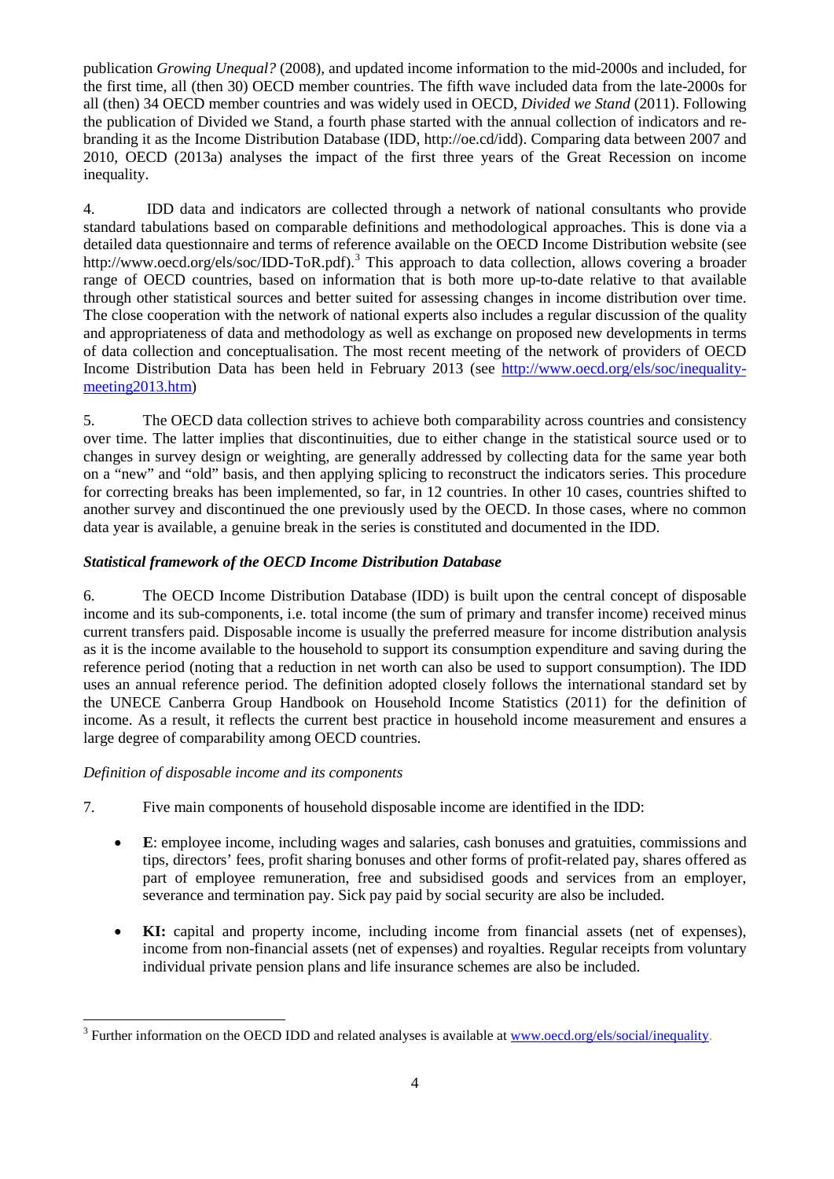publication *Growing Unequal?* (2008), and updated income information to the mid-2000s and included, for the first time, all (then 30) OECD member countries. The fifth wave included data from the late-2000s for all (then) 34 OECD member countries and was widely used in OECD, *Divided we Stand* (2011). Following the publication of Divided we Stand, a fourth phase started with the annual collection of indicators and re-branding it as the Income Distribution Database (IDD, http://oe.cd/idd). Comparing data between 2007 and 2010, OECD (2013a) analyses the impact of the first three years of the Great Recession on income inequality.

4. IDD data and indicators are collected through a network of national consultants who provide standard tabulations based on comparable definitions and methodological approaches. This is done via a detailed data questionnaire and terms of reference available on the OECD Income Distribution website (see http://www.oecd.org/els/soc/IDD-ToR.pdf).[3] This approach to data collection, allows covering a broader range of OECD countries, based on information that is both more up-to-date relative to that available through other statistical sources and better suited for assessing changes in income distribution over time. The close cooperation with the network of national experts also includes a regular discussion of the quality and appropriateness of data and methodology as well as exchange on proposed new developments in terms of data collection and conceptualisation. The most recent meeting of the network of providers of OECD Income Distribution Data has been held in February 2013 (see http://www.oecd.org/els/soc/inequality-meeting2013.htm)

5. The OECD data collection strives to achieve both comparability across countries and consistency over time. The latter implies that discontinuities, due to either change in the statistical source used or to changes in survey design or weighting, are generally addressed by collecting data for the same year both on a "new" and "old" basis, and then applying splicing to reconstruct the indicators series. This procedure for correcting breaks has been implemented, so far, in 12 countries. In other 10 cases, countries shifted to another survey and discontinued the one previously used by the OECD. In those cases, where no common data year is available, a genuine break in the series is constituted and documented in the IDD.

### *Statistical framework of the OECD Income Distribution Database*

6. The OECD Income Distribution Database (IDD) is built upon the central concept of disposable income and its sub-components, i.e. total income (the sum of primary and transfer income) received minus current transfers paid. Disposable income is usually the preferred measure for income distribution analysis as it is the income available to the household to support its consumption expenditure and saving during the reference period (noting that a reduction in net worth can also be used to support consumption). The IDD uses an annual reference period. The definition adopted closely follows the international standard set by the UNECE Canberra Group Handbook on Household Income Statistics (2011) for the definition of income. As a result, it reflects the current best practice in household income measurement and ensures a large degree of comparability among OECD countries.

#### *Definition of disposable income and its components*

7. Five main components of household disposable income are identified in the IDD:

- **E**: employee income, including wages and salaries, cash bonuses and gratuities, commissions and tips, directors' fees, profit sharing bonuses and other forms of profit-related pay, shares offered as part of employee remuneration, free and subsidised goods and services from an employer, severance and termination pay. Sick pay paid by social security are also be included.

- **KI:** capital and property income, including income from financial assets (net of expenses), income from non-financial assets (net of expenses) and royalties. Regular receipts from voluntary individual private pension plans and life insurance schemes are also be included.

---

[3] Further information on the OECD IDD and related analyses is available at www.oecd.org/els/social/inequality.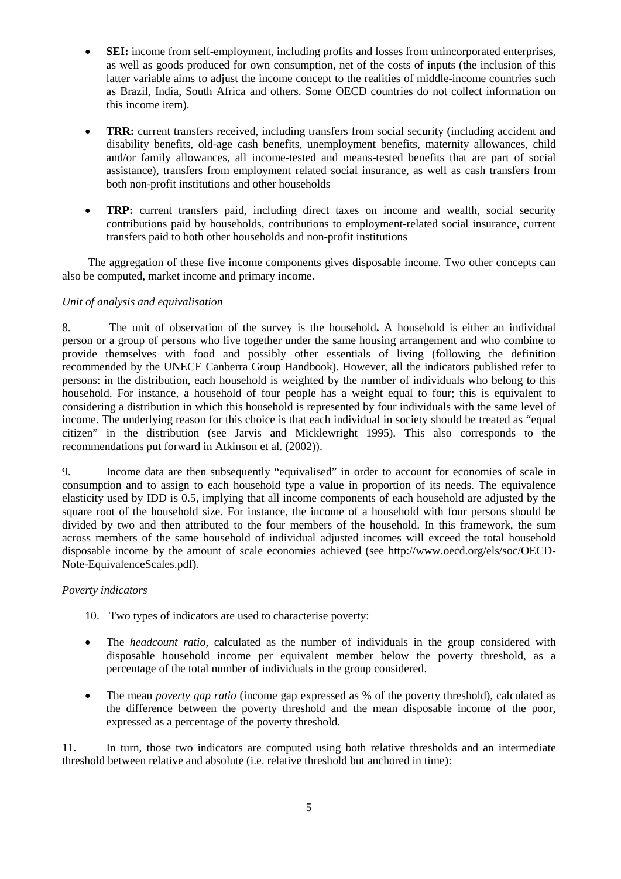- **SEI:** income from self-employment, including profits and losses from unincorporated enterprises, as well as goods produced for own consumption, net of the costs of inputs (the inclusion of this latter variable aims to adjust the income concept to the realities of middle-income countries such as Brazil, India, South Africa and others. Some OECD countries do not collect information on this income item).

- **TRR:** current transfers received, including transfers from social security (including accident and disability benefits, old-age cash benefits, unemployment benefits, maternity allowances, child and/or family allowances, all income-tested and means-tested benefits that are part of social assistance), transfers from employment related social insurance, as well as cash transfers from both non-profit institutions and other households

- **TRP:** current transfers paid, including direct taxes on income and wealth, social security contributions paid by households, contributions to employment-related social insurance, current transfers paid to both other households and non-profit institutions

The aggregation of these five income components gives disposable income. Two other concepts can also be computed, market income and primary income.

*Unit of analysis and equivalisation*

8. The unit of observation of the survey is the household**.** A household is either an individual person or a group of persons who live together under the same housing arrangement and who combine to provide themselves with food and possibly other essentials of living (following the definition recommended by the UNECE Canberra Group Handbook). However, all the indicators published refer to persons: in the distribution, each household is weighted by the number of individuals who belong to this household. For instance, a household of four people has a weight equal to four; this is equivalent to considering a distribution in which this household is represented by four individuals with the same level of income. The underlying reason for this choice is that each individual in society should be treated as "equal citizen" in the distribution (see Jarvis and Micklewright 1995). This also corresponds to the recommendations put forward in Atkinson et al. (2002)).

9. Income data are then subsequently "equivalised" in order to account for economies of scale in consumption and to assign to each household type a value in proportion of its needs. The equivalence elasticity used by IDD is 0.5, implying that all income components of each household are adjusted by the square root of the household size. For instance, the income of a household with four persons should be divided by two and then attributed to the four members of the household. In this framework, the sum across members of the same household of individual adjusted incomes will exceed the total household disposable income by the amount of scale economies achieved (see http://www.oecd.org/els/soc/OECD-Note-EquivalenceScales.pdf).

*Poverty indicators*

10. Two types of indicators are used to characterise poverty:

- The *headcount ratio*, calculated as the number of individuals in the group considered with disposable household income per equivalent member below the poverty threshold, as a percentage of the total number of individuals in the group considered.

- The mean *poverty gap ratio* (income gap expressed as % of the poverty threshold), calculated as the difference between the poverty threshold and the mean disposable income of the poor, expressed as a percentage of the poverty threshold.

11. In turn, those two indicators are computed using both relative thresholds and an intermediate threshold between relative and absolute (i.e. relative threshold but anchored in time):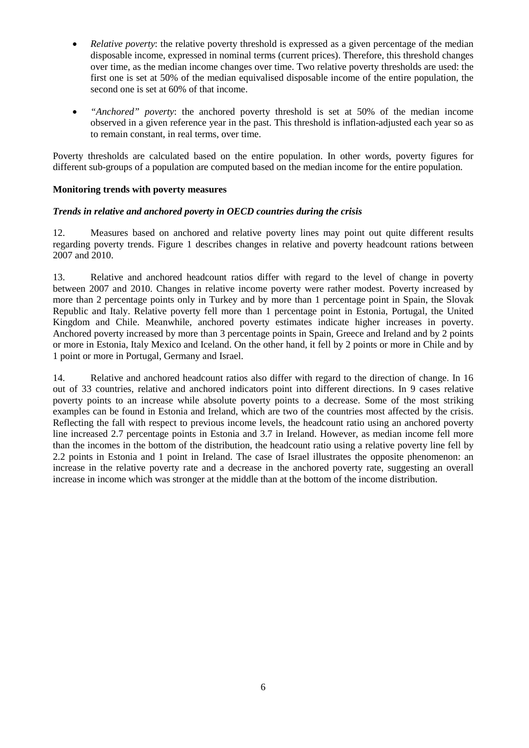- *Relative poverty*: the relative poverty threshold is expressed as a given percentage of the median disposable income, expressed in nominal terms (current prices). Therefore, this threshold changes over time, as the median income changes over time. Two relative poverty thresholds are used: the first one is set at 50% of the median equivalised disposable income of the entire population, the second one is set at 60% of that income.

- *"Anchored" poverty*: the anchored poverty threshold is set at 50% of the median income observed in a given reference year in the past. This threshold is inflation-adjusted each year so as to remain constant, in real terms, over time.

Poverty thresholds are calculated based on the entire population. In other words, poverty figures for different sub-groups of a population are computed based on the median income for the entire population.

**Monitoring trends with poverty measures**

***Trends in relative and anchored poverty in OECD countries during the crisis***

12. Measures based on anchored and relative poverty lines may point out quite different results regarding poverty trends. Figure 1 describes changes in relative and poverty headcount rations between 2007 and 2010.

13. Relative and anchored headcount ratios differ with regard to the level of change in poverty between 2007 and 2010. Changes in relative income poverty were rather modest. Poverty increased by more than 2 percentage points only in Turkey and by more than 1 percentage point in Spain, the Slovak Republic and Italy. Relative poverty fell more than 1 percentage point in Estonia, Portugal, the United Kingdom and Chile. Meanwhile, anchored poverty estimates indicate higher increases in poverty. Anchored poverty increased by more than 3 percentage points in Spain, Greece and Ireland and by 2 points or more in Estonia, Italy Mexico and Iceland. On the other hand, it fell by 2 points or more in Chile and by 1 point or more in Portugal, Germany and Israel.

14. Relative and anchored headcount ratios also differ with regard to the direction of change. In 16 out of 33 countries, relative and anchored indicators point into different directions. In 9 cases relative poverty points to an increase while absolute poverty points to a decrease. Some of the most striking examples can be found in Estonia and Ireland, which are two of the countries most affected by the crisis. Reflecting the fall with respect to previous income levels, the headcount ratio using an anchored poverty line increased 2.7 percentage points in Estonia and 3.7 in Ireland. However, as median income fell more than the incomes in the bottom of the distribution, the headcount ratio using a relative poverty line fell by 2.2 points in Estonia and 1 point in Ireland. The case of Israel illustrates the opposite phenomenon: an increase in the relative poverty rate and a decrease in the anchored poverty rate, suggesting an overall increase in income which was stronger at the middle than at the bottom of the income distribution.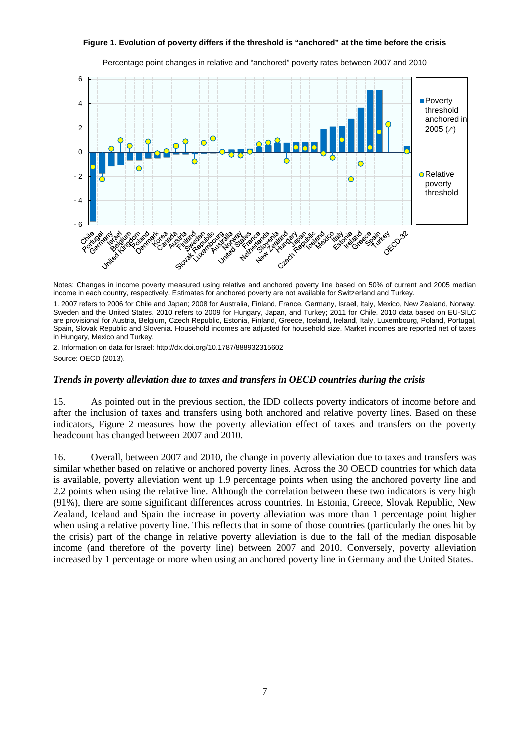**Figure 1. Evolution of poverty differs if the threshold is "anchored" at the time before the crisis**

Percentage point changes in relative and "anchored" poverty rates between 2007 and 2010

Notes: Changes in income poverty measured using relative and anchored poverty line based on 50% of current and 2005 median income in each country, respectively. Estimates for anchored poverty are not available for Switzerland and Turkey.

1. 2007 refers to 2006 for Chile and Japan; 2008 for Australia, Finland, France, Germany, Israel, Italy, Mexico, New Zealand, Norway, Sweden and the United States. 2010 refers to 2009 for Hungary, Japan, and Turkey; 2011 for Chile. 2010 data based on EU-SILC are provisional for Austria, Belgium, Czech Republic, Estonia, Finland, Greece, Iceland, Ireland, Italy, Luxembourg, Poland, Portugal, Spain, Slovak Republic and Slovenia. Household incomes are adjusted for household size. Market incomes are reported net of taxes in Hungary, Mexico and Turkey.

2. Information on data for Israel: http://dx.doi.org/10.1787/888932315602

Source: OECD (2013).

### *Trends in poverty alleviation due to taxes and transfers in OECD countries during the crisis*

15. As pointed out in the previous section, the IDD collects poverty indicators of income before and after the inclusion of taxes and transfers using both anchored and relative poverty lines. Based on these indicators, Figure 2 measures how the poverty alleviation effect of taxes and transfers on the poverty headcount has changed between 2007 and 2010.

16. Overall, between 2007 and 2010, the change in poverty alleviation due to taxes and transfers was similar whether based on relative or anchored poverty lines. Across the 30 OECD countries for which data is available, poverty alleviation went up 1.9 percentage points when using the anchored poverty line and 2.2 points when using the relative line. Although the correlation between these two indicators is very high (91%), there are some significant differences across countries. In Estonia, Greece, Slovak Republic, New Zealand, Iceland and Spain the increase in poverty alleviation was more than 1 percentage point higher when using a relative poverty line. This reflects that in some of those countries (particularly the ones hit by the crisis) part of the change in relative poverty alleviation is due to the fall of the median disposable income (and therefore of the poverty line) between 2007 and 2010. Conversely, poverty alleviation increased by 1 percentage or more when using an anchored poverty line in Germany and the United States.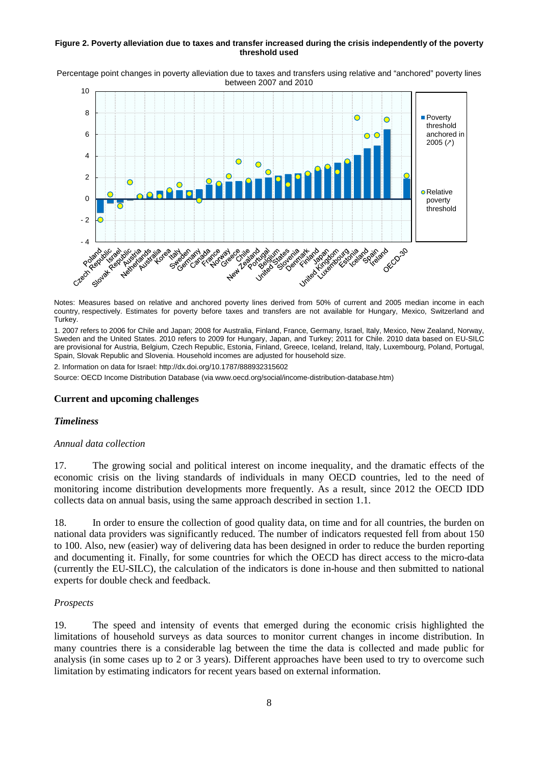**Figure 2. Poverty alleviation due to taxes and transfer increased during the crisis independently of the poverty threshold used**

Percentage point changes in poverty alleviation due to taxes and transfers using relative and "anchored" poverty lines between 2007 and 2010

Notes: Measures based on relative and anchored poverty lines derived from 50% of current and 2005 median income in each country, respectively. Estimates for poverty before taxes and transfers are not available for Hungary, Mexico, Switzerland and Turkey.

1. 2007 refers to 2006 for Chile and Japan; 2008 for Australia, Finland, France, Germany, Israel, Italy, Mexico, New Zealand, Norway, Sweden and the United States. 2010 refers to 2009 for Hungary, Japan, and Turkey; 2011 for Chile. 2010 data based on EU-SILC are provisional for Austria, Belgium, Czech Republic, Estonia, Finland, Greece, Iceland, Ireland, Italy, Luxembourg, Poland, Portugal, Spain, Slovak Republic and Slovenia. Household incomes are adjusted for household size.

2. Information on data for Israel: http://dx.doi.org/10.1787/888932315602

Source: OECD Income Distribution Database (via www.oecd.org/social/income-distribution-database.htm)

## Current and upcoming challenges

### *Timeliness*

*Annual data collection*

17. The growing social and political interest on income inequality, and the dramatic effects of the economic crisis on the living standards of individuals in many OECD countries, led to the need of monitoring income distribution developments more frequently. As a result, since 2012 the OECD IDD collects data on annual basis, using the same approach described in section 1.1.

18. In order to ensure the collection of good quality data, on time and for all countries, the burden on national data providers was significantly reduced. The number of indicators requested fell from about 150 to 100. Also, new (easier) way of delivering data has been designed in order to reduce the burden reporting and documenting it. Finally, for some countries for which the OECD has direct access to the micro-data (currently the EU-SILC), the calculation of the indicators is done in-house and then submitted to national experts for double check and feedback.

*Prospects*

19. The speed and intensity of events that emerged during the economic crisis highlighted the limitations of household surveys as data sources to monitor current changes in income distribution. In many countries there is a considerable lag between the time the data is collected and made public for analysis (in some cases up to 2 or 3 years). Different approaches have been used to try to overcome such limitation by estimating indicators for recent years based on external information.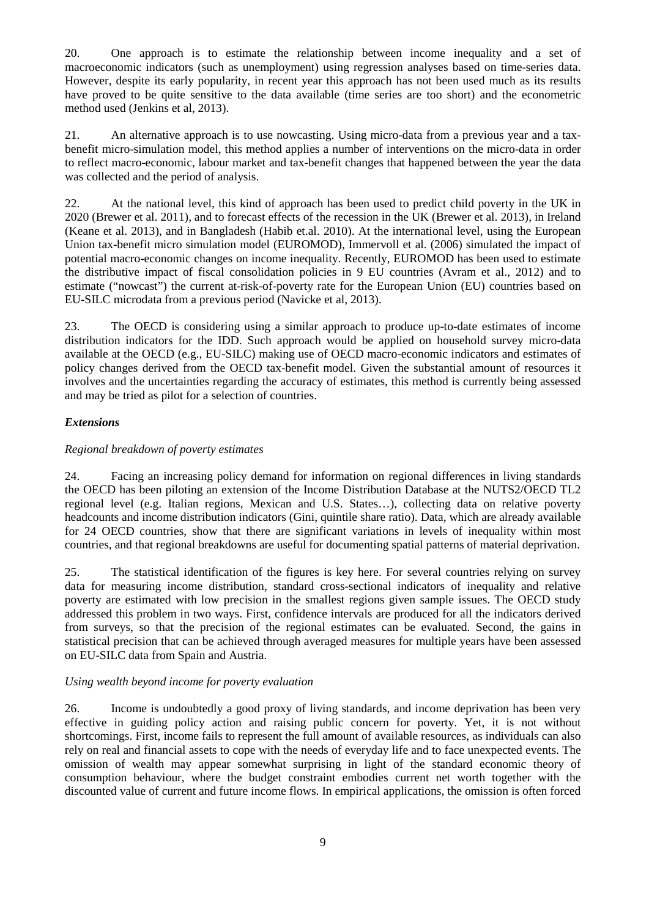20. One approach is to estimate the relationship between income inequality and a set of macroeconomic indicators (such as unemployment) using regression analyses based on time-series data. However, despite its early popularity, in recent year this approach has not been used much as its results have proved to be quite sensitive to the data available (time series are too short) and the econometric method used (Jenkins et al, 2013).

21. An alternative approach is to use nowcasting. Using micro-data from a previous year and a tax-benefit micro-simulation model, this method applies a number of interventions on the micro-data in order to reflect macro-economic, labour market and tax-benefit changes that happened between the year the data was collected and the period of analysis.

22. At the national level, this kind of approach has been used to predict child poverty in the UK in 2020 (Brewer et al. 2011), and to forecast effects of the recession in the UK (Brewer et al. 2013), in Ireland (Keane et al. 2013), and in Bangladesh (Habib et.al. 2010). At the international level, using the European Union tax-benefit micro simulation model (EUROMOD), Immervoll et al. (2006) simulated the impact of potential macro-economic changes on income inequality. Recently, EUROMOD has been used to estimate the distributive impact of fiscal consolidation policies in 9 EU countries (Avram et al., 2012) and to estimate ("nowcast") the current at-risk-of-poverty rate for the European Union (EU) countries based on EU-SILC microdata from a previous period (Navicke et al, 2013).

23. The OECD is considering using a similar approach to produce up-to-date estimates of income distribution indicators for the IDD. Such approach would be applied on household survey micro-data available at the OECD (e.g., EU-SILC) making use of OECD macro-economic indicators and estimates of policy changes derived from the OECD tax-benefit model. Given the substantial amount of resources it involves and the uncertainties regarding the accuracy of estimates, this method is currently being assessed and may be tried as pilot for a selection of countries.

***Extensions***

*Regional breakdown of poverty estimates*

24. Facing an increasing policy demand for information on regional differences in living standards the OECD has been piloting an extension of the Income Distribution Database at the NUTS2/OECD TL2 regional level (e.g. Italian regions, Mexican and U.S. States…), collecting data on relative poverty headcounts and income distribution indicators (Gini, quintile share ratio). Data, which are already available for 24 OECD countries, show that there are significant variations in levels of inequality within most countries, and that regional breakdowns are useful for documenting spatial patterns of material deprivation.

25. The statistical identification of the figures is key here. For several countries relying on survey data for measuring income distribution, standard cross-sectional indicators of inequality and relative poverty are estimated with low precision in the smallest regions given sample issues. The OECD study addressed this problem in two ways. First, confidence intervals are produced for all the indicators derived from surveys, so that the precision of the regional estimates can be evaluated. Second, the gains in statistical precision that can be achieved through averaged measures for multiple years have been assessed on EU-SILC data from Spain and Austria.

*Using wealth beyond income for poverty evaluation*

26. Income is undoubtedly a good proxy of living standards, and income deprivation has been very effective in guiding policy action and raising public concern for poverty. Yet, it is not without shortcomings. First, income fails to represent the full amount of available resources, as individuals can also rely on real and financial assets to cope with the needs of everyday life and to face unexpected events. The omission of wealth may appear somewhat surprising in light of the standard economic theory of consumption behaviour, where the budget constraint embodies current net worth together with the discounted value of current and future income flows. In empirical applications, the omission is often forced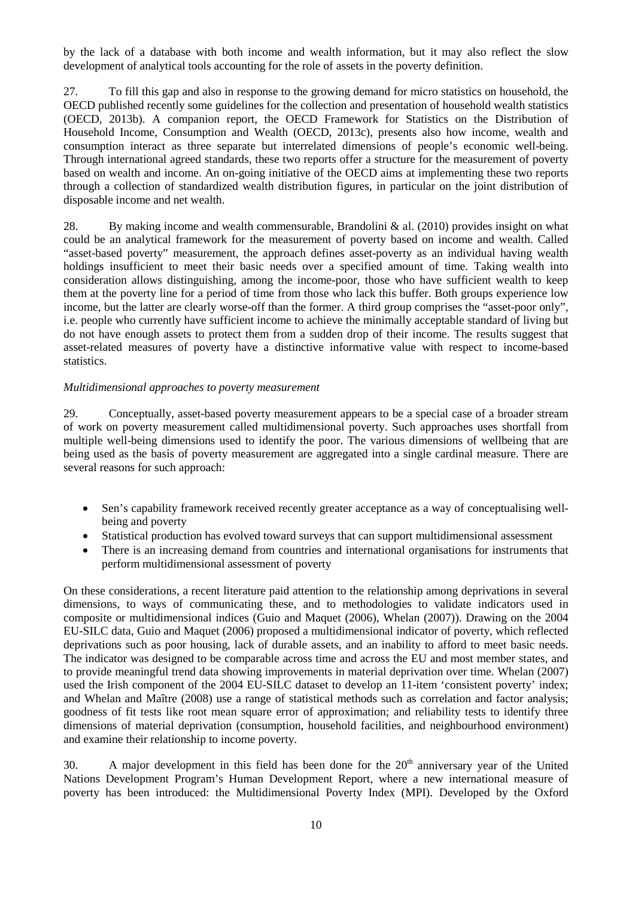by the lack of a database with both income and wealth information, but it may also reflect the slow development of analytical tools accounting for the role of assets in the poverty definition.

27. To fill this gap and also in response to the growing demand for micro statistics on household, the OECD published recently some guidelines for the collection and presentation of household wealth statistics (OECD, 2013b). A companion report, the OECD Framework for Statistics on the Distribution of Household Income, Consumption and Wealth (OECD, 2013c), presents also how income, wealth and consumption interact as three separate but interrelated dimensions of people's economic well-being. Through international agreed standards, these two reports offer a structure for the measurement of poverty based on wealth and income. An on-going initiative of the OECD aims at implementing these two reports through a collection of standardized wealth distribution figures, in particular on the joint distribution of disposable income and net wealth.

28. By making income and wealth commensurable, Brandolini & al. (2010) provides insight on what could be an analytical framework for the measurement of poverty based on income and wealth. Called "asset-based poverty" measurement, the approach defines asset-poverty as an individual having wealth holdings insufficient to meet their basic needs over a specified amount of time. Taking wealth into consideration allows distinguishing, among the income-poor, those who have sufficient wealth to keep them at the poverty line for a period of time from those who lack this buffer. Both groups experience low income, but the latter are clearly worse-off than the former. A third group comprises the "asset-poor only", i.e. people who currently have sufficient income to achieve the minimally acceptable standard of living but do not have enough assets to protect them from a sudden drop of their income. The results suggest that asset-related measures of poverty have a distinctive informative value with respect to income-based statistics.

*Multidimensional approaches to poverty measurement*

29. Conceptually, asset-based poverty measurement appears to be a special case of a broader stream of work on poverty measurement called multidimensional poverty. Such approaches uses shortfall from multiple well-being dimensions used to identify the poor. The various dimensions of wellbeing that are being used as the basis of poverty measurement are aggregated into a single cardinal measure. There are several reasons for such approach:

- Sen's capability framework received recently greater acceptance as a way of conceptualising well-being and poverty
- Statistical production has evolved toward surveys that can support multidimensional assessment
- There is an increasing demand from countries and international organisations for instruments that perform multidimensional assessment of poverty

On these considerations, a recent literature paid attention to the relationship among deprivations in several dimensions, to ways of communicating these, and to methodologies to validate indicators used in composite or multidimensional indices (Guio and Maquet (2006), Whelan (2007)). Drawing on the 2004 EU-SILC data, Guio and Maquet (2006) proposed a multidimensional indicator of poverty, which reflected deprivations such as poor housing, lack of durable assets, and an inability to afford to meet basic needs. The indicator was designed to be comparable across time and across the EU and most member states, and to provide meaningful trend data showing improvements in material deprivation over time. Whelan (2007) used the Irish component of the 2004 EU-SILC dataset to develop an 11-item 'consistent poverty' index; and Whelan and Maître (2008) use a range of statistical methods such as correlation and factor analysis; goodness of fit tests like root mean square error of approximation; and reliability tests to identify three dimensions of material deprivation (consumption, household facilities, and neighbourhood environment) and examine their relationship to income poverty.

30. A major development in this field has been done for the 20th anniversary year of the United Nations Development Program's Human Development Report, where a new international measure of poverty has been introduced: the Multidimensional Poverty Index (MPI). Developed by the Oxford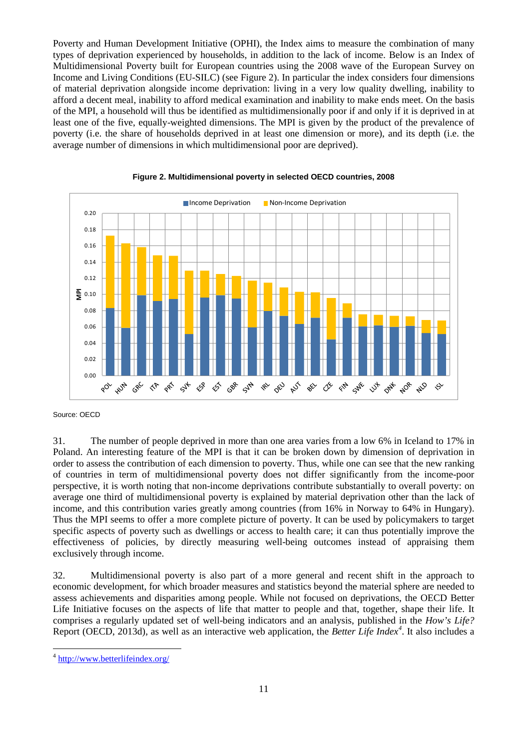Poverty and Human Development Initiative (OPHI), the Index aims to measure the combination of many types of deprivation experienced by households, in addition to the lack of income. Below is an Index of Multidimensional Poverty built for European countries using the 2008 wave of the European Survey on Income and Living Conditions (EU-SILC) (see Figure 2). In particular the index considers four dimensions of material deprivation alongside income deprivation: living in a very low quality dwelling, inability to afford a decent meal, inability to afford medical examination and inability to make ends meet. On the basis of the MPI, a household will thus be identified as multidimensionally poor if and only if it is deprived in at least one of the five, equally-weighted dimensions. The MPI is given by the product of the prevalence of poverty (i.e. the share of households deprived in at least one dimension or more), and its depth (i.e. the average number of dimensions in which multidimensional poor are deprived).

**Figure 2. Multidimensional poverty in selected OECD countries, 2008**

Source: OECD

31. The number of people deprived in more than one area varies from a low 6% in Iceland to 17% in Poland. An interesting feature of the MPI is that it can be broken down by dimension of deprivation in order to assess the contribution of each dimension to poverty. Thus, while one can see that the new ranking of countries in term of multidimensional poverty does not differ significantly from the income-poor perspective, it is worth noting that non-income deprivations contribute substantially to overall poverty: on average one third of multidimensional poverty is explained by material deprivation other than the lack of income, and this contribution varies greatly among countries (from 16% in Norway to 64% in Hungary). Thus the MPI seems to offer a more complete picture of poverty. It can be used by policymakers to target specific aspects of poverty such as dwellings or access to health care; it can thus potentially improve the effectiveness of policies, by directly measuring well-being outcomes instead of appraising them exclusively through income.

32. Multidimensional poverty is also part of a more general and recent shift in the approach to economic development, for which broader measures and statistics beyond the material sphere are needed to assess achievements and disparities among people. While not focused on deprivations, the OECD Better Life Initiative focuses on the aspects of life that matter to people and that, together, shape their life. It comprises a regularly updated set of well-being indicators and an analysis, published in the *How's Life?* Report (OECD, 2013d), as well as an interactive web application, the *Better Life Index*[4]. It also includes a

[4] http://www.betterlifeindex.org/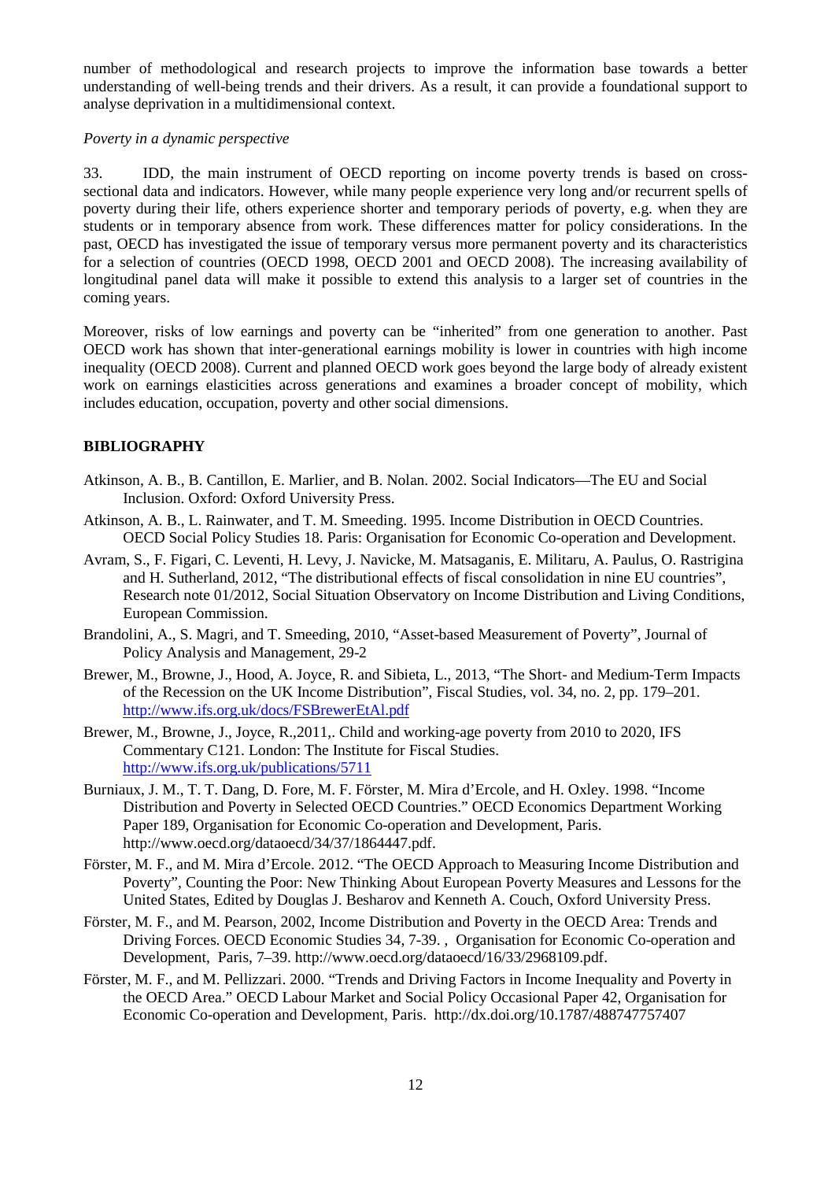number of methodological and research projects to improve the information base towards a better understanding of well-being trends and their drivers. As a result, it can provide a foundational support to analyse deprivation in a multidimensional context.

*Poverty in a dynamic perspective*

33. IDD, the main instrument of OECD reporting on income poverty trends is based on cross-sectional data and indicators. However, while many people experience very long and/or recurrent spells of poverty during their life, others experience shorter and temporary periods of poverty, e.g. when they are students or in temporary absence from work. These differences matter for policy considerations. In the past, OECD has investigated the issue of temporary versus more permanent poverty and its characteristics for a selection of countries (OECD 1998, OECD 2001 and OECD 2008). The increasing availability of longitudinal panel data will make it possible to extend this analysis to a larger set of countries in the coming years.

Moreover, risks of low earnings and poverty can be "inherited" from one generation to another. Past OECD work has shown that inter-generational earnings mobility is lower in countries with high income inequality (OECD 2008). Current and planned OECD work goes beyond the large body of already existent work on earnings elasticities across generations and examines a broader concept of mobility, which includes education, occupation, poverty and other social dimensions.

## BIBLIOGRAPHY

Atkinson, A. B., B. Cantillon, E. Marlier, and B. Nolan. 2002. Social Indicators—The EU and Social Inclusion. Oxford: Oxford University Press.

Atkinson, A. B., L. Rainwater, and T. M. Smeeding. 1995. Income Distribution in OECD Countries. OECD Social Policy Studies 18. Paris: Organisation for Economic Co-operation and Development.

Avram, S., F. Figari, C. Leventi, H. Levy, J. Navicke, M. Matsaganis, E. Militaru, A. Paulus, O. Rastrigina and H. Sutherland, 2012, "The distributional effects of fiscal consolidation in nine EU countries", Research note 01/2012, Social Situation Observatory on Income Distribution and Living Conditions, European Commission.

Brandolini, A., S. Magri, and T. Smeeding, 2010, "Asset-based Measurement of Poverty", Journal of Policy Analysis and Management, 29-2

Brewer, M., Browne, J., Hood, A. Joyce, R. and Sibieta, L., 2013, "The Short- and Medium-Term Impacts of the Recession on the UK Income Distribution", Fiscal Studies, vol. 34, no. 2, pp. 179–201. http://www.ifs.org.uk/docs/FSBrewerEtAl.pdf

Brewer, M., Browne, J., Joyce, R.,2011,. Child and working-age poverty from 2010 to 2020, IFS Commentary C121. London: The Institute for Fiscal Studies. http://www.ifs.org.uk/publications/5711

Burniaux, J. M., T. T. Dang, D. Fore, M. F. Förster, M. Mira d'Ercole, and H. Oxley. 1998. "Income Distribution and Poverty in Selected OECD Countries." OECD Economics Department Working Paper 189, Organisation for Economic Co-operation and Development, Paris. http://www.oecd.org/dataoecd/34/37/1864447.pdf.

Förster, M. F., and M. Mira d'Ercole. 2012. "The OECD Approach to Measuring Income Distribution and Poverty", Counting the Poor: New Thinking About European Poverty Measures and Lessons for the United States, Edited by Douglas J. Besharov and Kenneth A. Couch, Oxford University Press.

Förster, M. F., and M. Pearson, 2002, Income Distribution and Poverty in the OECD Area: Trends and Driving Forces. OECD Economic Studies 34, 7-39. , Organisation for Economic Co-operation and Development, Paris, 7–39. http://www.oecd.org/dataoecd/16/33/2968109.pdf.

Förster, M. F., and M. Pellizzari. 2000. "Trends and Driving Factors in Income Inequality and Poverty in the OECD Area." OECD Labour Market and Social Policy Occasional Paper 42, Organisation for Economic Co-operation and Development, Paris. http://dx.doi.org/10.1787/488747757407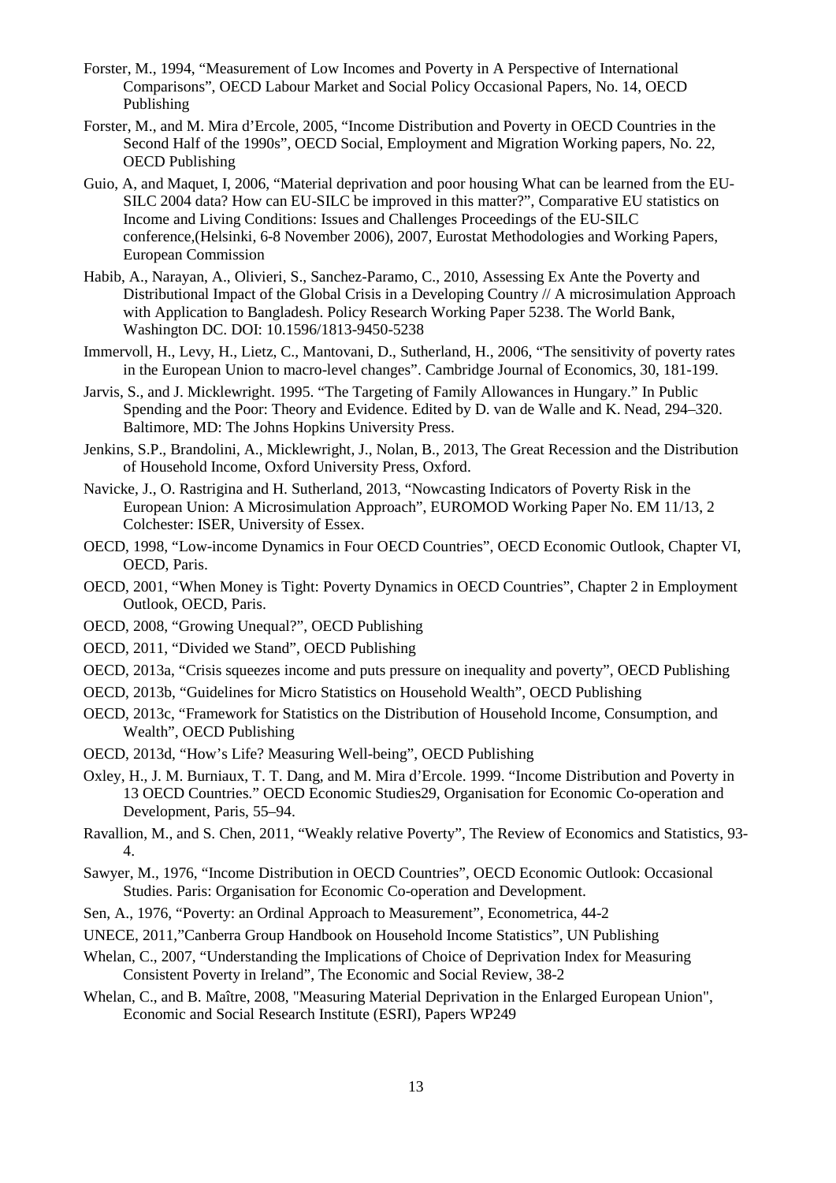Forster, M., 1994, "Measurement of Low Incomes and Poverty in A Perspective of International Comparisons", OECD Labour Market and Social Policy Occasional Papers, No. 14, OECD Publishing

Forster, M., and M. Mira d'Ercole, 2005, "Income Distribution and Poverty in OECD Countries in the Second Half of the 1990s", OECD Social, Employment and Migration Working papers, No. 22, OECD Publishing

Guio, A, and Maquet, I, 2006, "Material deprivation and poor housing What can be learned from the EU-SILC 2004 data? How can EU-SILC be improved in this matter?", Comparative EU statistics on Income and Living Conditions: Issues and Challenges Proceedings of the EU-SILC conference,(Helsinki, 6-8 November 2006), 2007, Eurostat Methodologies and Working Papers, European Commission

Habib, A., Narayan, A., Olivieri, S., Sanchez-Paramo, C., 2010, Assessing Ex Ante the Poverty and Distributional Impact of the Global Crisis in a Developing Country // A microsimulation Approach with Application to Bangladesh. Policy Research Working Paper 5238. The World Bank, Washington DC. DOI: 10.1596/1813-9450-5238

Immervoll, H., Levy, H., Lietz, C., Mantovani, D., Sutherland, H., 2006, "The sensitivity of poverty rates in the European Union to macro-level changes". Cambridge Journal of Economics, 30, 181-199.

Jarvis, S., and J. Micklewright. 1995. "The Targeting of Family Allowances in Hungary." In Public Spending and the Poor: Theory and Evidence. Edited by D. van de Walle and K. Nead, 294–320. Baltimore, MD: The Johns Hopkins University Press.

Jenkins, S.P., Brandolini, A., Micklewright, J., Nolan, B., 2013, The Great Recession and the Distribution of Household Income, Oxford University Press, Oxford.

Navicke, J., O. Rastrigina and H. Sutherland, 2013, "Nowcasting Indicators of Poverty Risk in the European Union: A Microsimulation Approach", EUROMOD Working Paper No. EM 11/13, 2 Colchester: ISER, University of Essex.

OECD, 1998, "Low-income Dynamics in Four OECD Countries", OECD Economic Outlook, Chapter VI, OECD, Paris.

OECD, 2001, "When Money is Tight: Poverty Dynamics in OECD Countries", Chapter 2 in Employment Outlook, OECD, Paris.

OECD, 2008, "Growing Unequal?", OECD Publishing

OECD, 2011, "Divided we Stand", OECD Publishing

OECD, 2013a, "Crisis squeezes income and puts pressure on inequality and poverty", OECD Publishing

OECD, 2013b, "Guidelines for Micro Statistics on Household Wealth", OECD Publishing

OECD, 2013c, "Framework for Statistics on the Distribution of Household Income, Consumption, and Wealth", OECD Publishing

OECD, 2013d, "How's Life? Measuring Well-being", OECD Publishing

Oxley, H., J. M. Burniaux, T. T. Dang, and M. Mira d'Ercole. 1999. "Income Distribution and Poverty in 13 OECD Countries." OECD Economic Studies29, Organisation for Economic Co-operation and Development, Paris, 55–94.

Ravallion, M., and S. Chen, 2011, "Weakly relative Poverty", The Review of Economics and Statistics, 93-4.

Sawyer, M., 1976, "Income Distribution in OECD Countries", OECD Economic Outlook: Occasional Studies. Paris: Organisation for Economic Co-operation and Development.

Sen, A., 1976, "Poverty: an Ordinal Approach to Measurement", Econometrica, 44-2

UNECE, 2011,"Canberra Group Handbook on Household Income Statistics", UN Publishing

Whelan, C., 2007, "Understanding the Implications of Choice of Deprivation Index for Measuring Consistent Poverty in Ireland", The Economic and Social Review, 38-2

Whelan, C., and B. Maître, 2008, "Measuring Material Deprivation in the Enlarged European Union", Economic and Social Research Institute (ESRI), Papers WP249